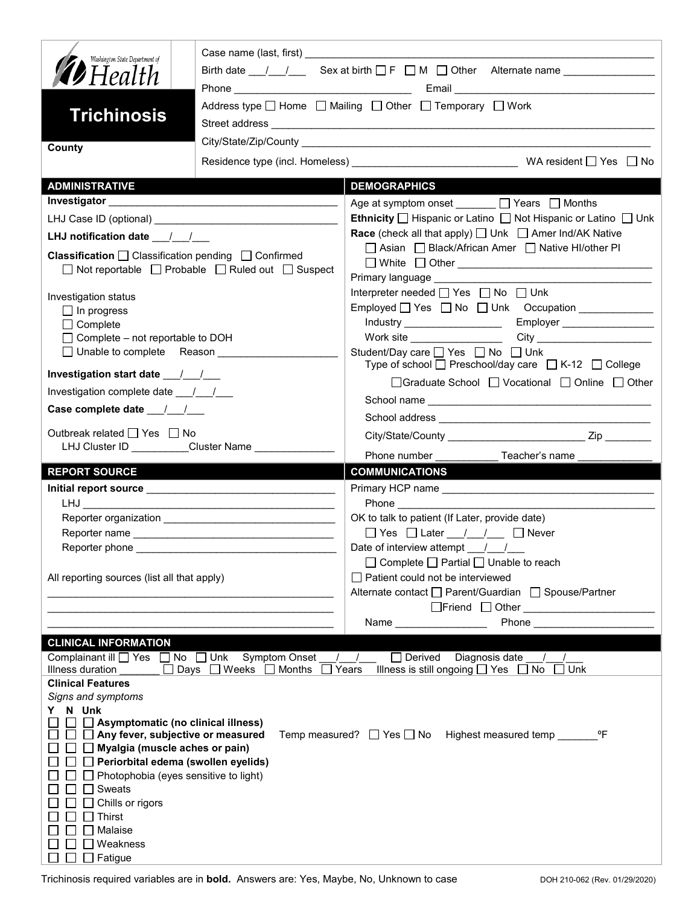Washington State Department of Health

# Trichinosis

**County**

Case name (last, first) ___________________________________________

Birth date ___/___/___ Sex at birth ☐ F ☐ M ☐ Other Alternate name _______________

Phone _______________________________ Email _______________________________

Address type ☐ Home ☐ Mailing ☐ Other ☐ Temporary ☐ Work

Street address ___________________________________________

City/State/Zip/County ___________________________________________

Residence type (incl. Homeless) ___________________________ WA resident ☐ Yes ☐ No

## ADMINISTRATIVE

**Investigator** ___________________________________

LHJ Case ID (optional) ___________________________

**LHJ notification date** ___/___/___

**Classification** ☐ Classification pending ☐ Confirmed ☐ Not reportable ☐ Probable ☐ Ruled out ☐ Suspect

Investigation status
- ☐ In progress
- ☐ Complete
- ☐ Complete – not reportable to DOH
- ☐ Unable to complete Reason ___________________

**Investigation start date** ___/___/___

Investigation complete date ___/___/___

**Case complete date** ___/___/___

Outbreak related ☐ Yes ☐ No

LHJ Cluster ID __________Cluster Name _____________

## DEMOGRAPHICS

Age at symptom onset _______ ☐ Years ☐ Months

**Ethnicity** ☐ Hispanic or Latino ☐ Not Hispanic or Latino ☐ Unk

**Race** (check all that apply) ☐ Unk ☐ Amer Ind/AK Native ☐ Asian ☐ Black/African Amer ☐ Native HI/other PI ☐ White ☐ Other _______________________________

Primary language ___________________________________

Interpreter needed ☐ Yes ☐ No ☐ Unk

Employed ☐ Yes ☐ No ☐ Unk Occupation _____________

Industry _________________ Employer ________________

Work site ________________ City ____________________

Student/Day care ☐ Yes ☐ No ☐ Unk

Type of school ☐ Preschool/day care ☐ K-12 ☐ College ☐ Graduate School ☐ Vocational ☐ Online ☐ Other

School name _______________________________________

School address _____________________________________

City/State/County _______________________ Zip ________

Phone number ___________ Teacher's name _____________

## REPORT SOURCE

**Initial report source** _______________________________

LHJ ___________________________________________

Reporter organization _____________________________

Reporter name _________________________________

Reporter phone ________________________________

All reporting sources (list all that apply)

_______________________________________________

_______________________________________________

_______________________________________________

## COMMUNICATIONS

Primary HCP name _____________________________________

Phone ____________________________________________

OK to talk to patient (If Later, provide date)

☐ Yes ☐ Later ___/___/___ ☐ Never

Date of interview attempt ___/___/___

☐ Complete ☐ Partial ☐ Unable to reach

☐ Patient could not be interviewed

Alternate contact ☐ Parent/Guardian ☐ Spouse/Partner ☐ Friend ☐ Other ______________________

Name ________________ Phone _____________________

## CLINICAL INFORMATION

Complainant ill ☐ Yes ☐ No ☐ Unk Symptom Onset ___/___/___ ☐ Derived Diagnosis date ___/___/___

Illness duration _______ ☐ Days ☐ Weeks ☐ Months ☐ Years Illness is still ongoing ☐ Yes ☐ No ☐ Unk

**Clinical Features**

*Signs and symptoms*

| Y | N | Unk | |
|---|---|---|---|
| ☐ | ☐ | ☐ | **Asymptomatic (no clinical illness)** |
| ☐ | ☐ | ☐ | **Any fever, subjective or measured** Temp measured? ☐ Yes ☐ No Highest measured temp _______ºF |
| ☐ | ☐ | ☐ | **Myalgia (muscle aches or pain)** |
| ☐ | ☐ | ☐ | **Periorbital edema (swollen eyelids)** |
| ☐ | ☐ | ☐ | Photophobia (eyes sensitive to light) |
| ☐ | ☐ | ☐ | Sweats |
| ☐ | ☐ | ☐ | Chills or rigors |
| ☐ | ☐ | ☐ | Thirst |
| ☐ | ☐ | ☐ | Malaise |
| ☐ | ☐ | ☐ | Weakness |
| ☐ | ☐ | ☐ | Fatigue |

Trichinosis required variables are in **bold**. Answers are: Yes, Maybe, No, Unknown to case

DOH 210-062 (Rev. 01/29/2020)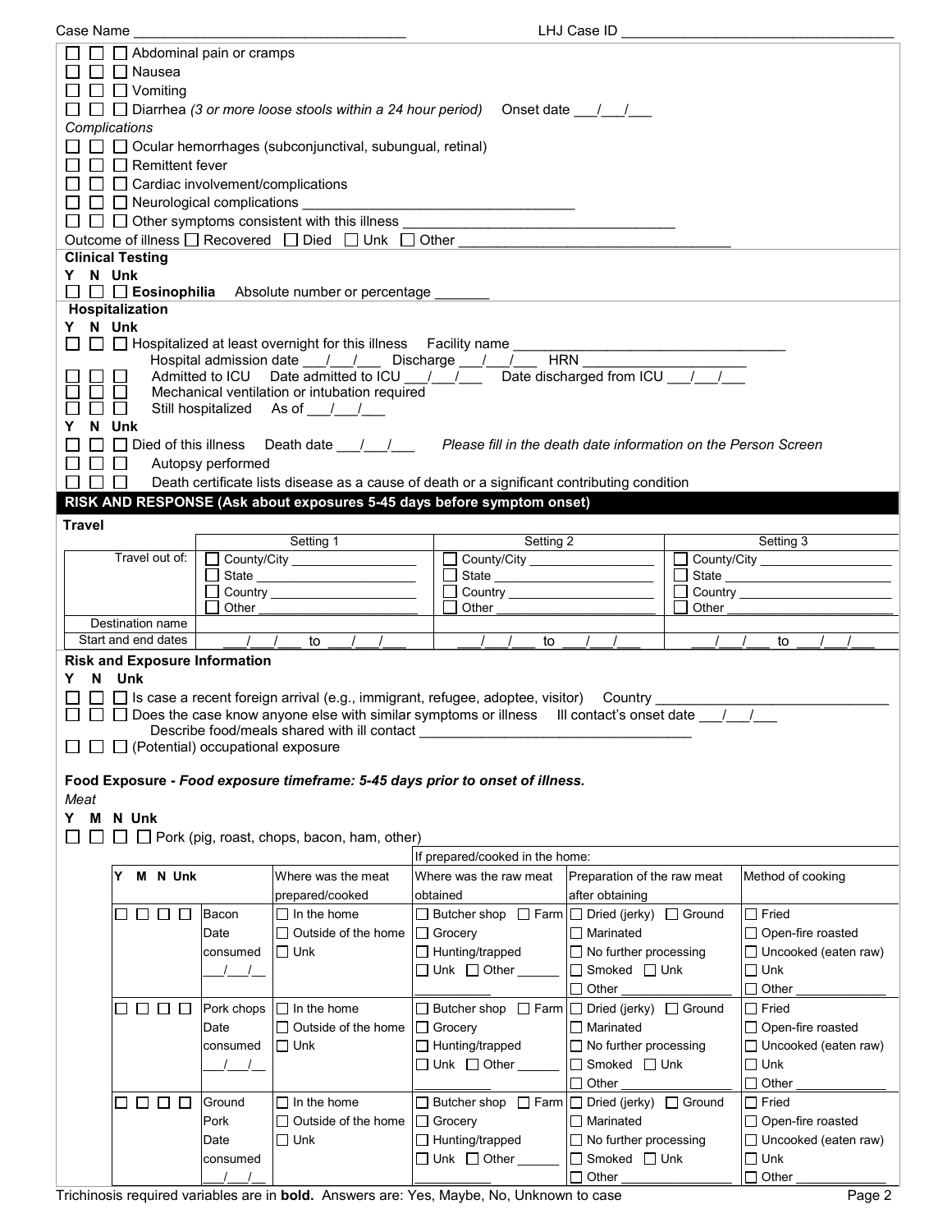Case Name ___________________________________ LHJ Case ID ___________________________________

☐ ☐ ☐ Abdominal pain or cramps
☐ ☐ ☐ Nausea
☐ ☐ ☐ Vomiting
☐ ☐ ☐ Diarrhea *(3 or more loose stools within a 24 hour period)* Onset date ___/___/___

*Complications*

☐ ☐ ☐ Ocular hemorrhages (subconjunctival, subungual, retinal)
☐ ☐ ☐ Remittent fever
☐ ☐ ☐ Cardiac involvement/complications
☐ ☐ ☐ Neurological complications ___________________________________
☐ ☐ ☐ Other symptoms consistent with this illness ___________________________________

Outcome of illness ☐ Recovered ☐ Died ☐ Unk ☐ Other ___________________________________

**Clinical Testing**

Y N Unk
☐ ☐ ☐ **Eosinophilia** Absolute number or percentage _______

**Hospitalization**

Y N Unk
☐ ☐ ☐ Hospitalized at least overnight for this illness Facility name ___________________________________
Hospital admission date ___/___/___ Discharge ___/___/___ HRN _____________________
☐ ☐ ☐ Admitted to ICU Date admitted to ICU ___/___/___ Date discharged from ICU ___/___/___
☐ ☐ ☐ Mechanical ventilation or intubation required
☐ ☐ ☐ Still hospitalized As of ___/___/___

Y N Unk
☐ ☐ ☐ Died of this illness Death date ___/___/___ *Please fill in the death date information on the Person Screen*
☐ ☐ ☐ Autopsy performed
☐ ☐ ☐ Death certificate lists disease as a cause of death or a significant contributing condition

## RISK AND RESPONSE (Ask about exposures 5-45 days before symptom onset)

**Travel**

| | Setting 1 | Setting 2 | Setting 3 |
|---|---|---|---|
| Travel out of: | ☐ County/City __________ ☐ State __________ ☐ Country __________ ☐ Other __________ | ☐ County/City __________ ☐ State __________ ☐ Country __________ ☐ Other __________ | ☐ County/City __________ ☐ State __________ ☐ Country __________ ☐ Other __________ |
| Destination name | | | |
| Start and end dates | ___/___/___ to ___/___/___ | ___/___/___ to ___/___/___ | ___/___/___ to ___/___/___ |

**Risk and Exposure Information**

Y N Unk
☐ ☐ ☐ Is case a recent foreign arrival (e.g., immigrant, refugee, adoptee, visitor) Country ______________________________
☐ ☐ ☐ Does the case know anyone else with similar symptoms or illness Ill contact's onset date ___/___/___
Describe food/meals shared with ill contact ___________________________________
☐ ☐ ☐ (Potential) occupational exposure

**Food Exposure -** ***Food exposure timeframe: 5-45 days prior to onset of illness.***

*Meat*

Y M N Unk
☐ ☐ ☐ ☐ Pork (pig, roast, chops, bacon, ham, other)

| Y M N Unk | | Where was the meat prepared/cooked | If prepared/cooked in the home: Where was the raw meat obtained | Preparation of the raw meat after obtaining | Method of cooking |
|---|---|---|---|---|---|
| ☐ ☐ ☐ ☐ | Bacon Date consumed ___/___/__ | ☐ In the home ☐ Outside of the home ☐ Unk | ☐ Butcher shop ☐ Farm ☐ Grocery ☐ Hunting/trapped ☐ Unk ☐ Other ______ | ☐ Dried (jerky) ☐ Ground ☐ Marinated ☐ No further processing ☐ Smoked ☐ Unk ☐ Other __________ | ☐ Fried ☐ Open-fire roasted ☐ Uncooked (eaten raw) ☐ Unk ☐ Other __________ |
| ☐ ☐ ☐ ☐ | Pork chops Date consumed ___/___/__ | ☐ In the home ☐ Outside of the home ☐ Unk | ☐ Butcher shop ☐ Farm ☐ Grocery ☐ Hunting/trapped ☐ Unk ☐ Other ______ | ☐ Dried (jerky) ☐ Ground ☐ Marinated ☐ No further processing ☐ Smoked ☐ Unk ☐ Other __________ | ☐ Fried ☐ Open-fire roasted ☐ Uncooked (eaten raw) ☐ Unk ☐ Other __________ |
| ☐ ☐ ☐ ☐ | Ground Pork Date consumed ___/___/__ | ☐ In the home ☐ Outside of the home ☐ Unk | ☐ Butcher shop ☐ Farm ☐ Grocery ☐ Hunting/trapped ☐ Unk ☐ Other ______ | ☐ Dried (jerky) ☐ Ground ☐ Marinated ☐ No further processing ☐ Smoked ☐ Unk ☐ Other __________ | ☐ Fried ☐ Open-fire roasted ☐ Uncooked (eaten raw) ☐ Unk ☐ Other __________ |

Trichinosis required variables are in **bold**. Answers are: Yes, Maybe, No, Unknown to case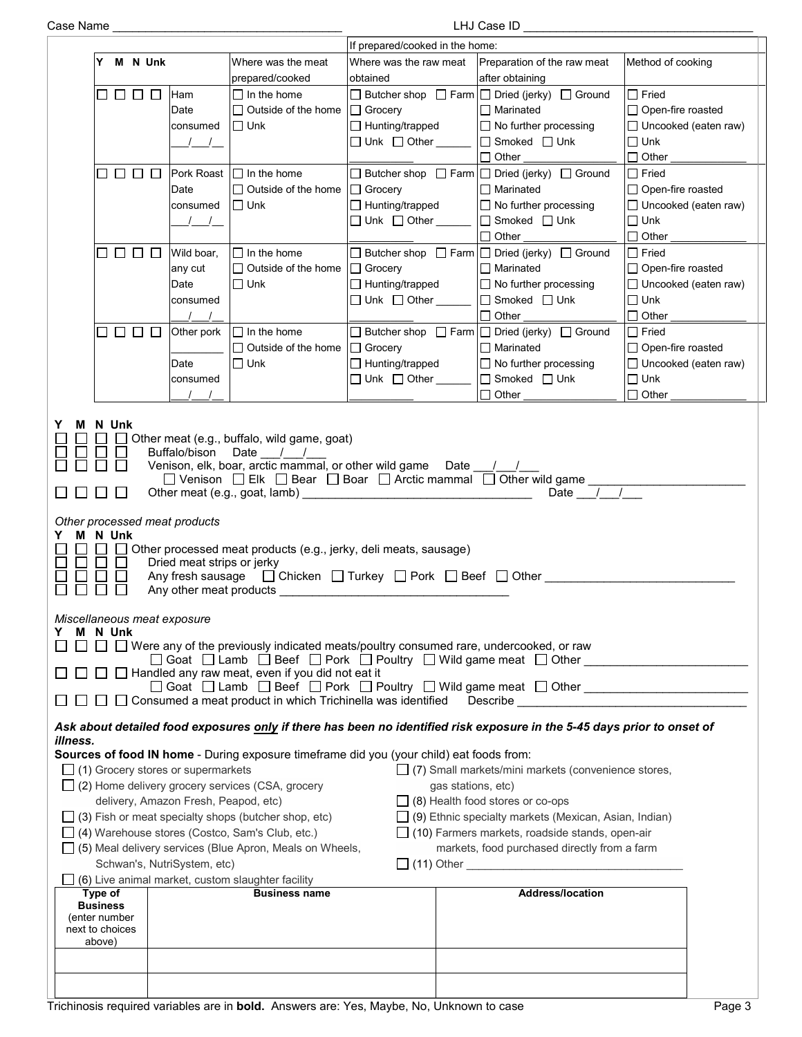Case Name ___________________________________ LHJ Case ID ___________________________________

| Y M N Unk | | Where was the meat prepared/cooked | If prepared/cooked in the home: Where was the raw meat obtained | Preparation of the raw meat after obtaining | Method of cooking |
|---|---|---|---|---|---|
| ☐ ☐ ☐ ☐ | Ham Date consumed ___/___/__ | ☐ In the home ☐ Outside of the home ☐ Unk | ☐ Butcher shop ☐ Farm ☐ Grocery ☐ Hunting/trapped ☐ Unk ☐ Other ______ ___________ | ☐ Dried (jerky) ☐ Ground ☐ Marinated ☐ No further processing ☐ Smoked ☐ Unk ☐ Other ________________ | ☐ Fried ☐ Open-fire roasted ☐ Uncooked (eaten raw) ☐ Unk ☐ Other _____________ |
| ☐ ☐ ☐ ☐ | Pork Roast Date consumed ___/___/__ | ☐ In the home ☐ Outside of the home ☐ Unk | ☐ Butcher shop ☐ Farm ☐ Grocery ☐ Hunting/trapped ☐ Unk ☐ Other ______ ___________ | ☐ Dried (jerky) ☐ Ground ☐ Marinated ☐ No further processing ☐ Smoked ☐ Unk ☐ Other ________________ | ☐ Fried ☐ Open-fire roasted ☐ Uncooked (eaten raw) ☐ Unk ☐ Other _____________ |
| ☐ ☐ ☐ ☐ | Wild boar, any cut Date consumed ___/___/__ | ☐ In the home ☐ Outside of the home ☐ Unk | ☐ Butcher shop ☐ Farm ☐ Grocery ☐ Hunting/trapped ☐ Unk ☐ Other ______ ___________ | ☐ Dried (jerky) ☐ Ground ☐ Marinated ☐ No further processing ☐ Smoked ☐ Unk ☐ Other ________________ | ☐ Fried ☐ Open-fire roasted ☐ Uncooked (eaten raw) ☐ Unk ☐ Other _____________ |
| ☐ ☐ ☐ ☐ | Other pork _________ Date consumed ___/___/__ | ☐ In the home ☐ Outside of the home ☐ Unk | ☐ Butcher shop ☐ Farm ☐ Grocery ☐ Hunting/trapped ☐ Unk ☐ Other ______ ___________ | ☐ Dried (jerky) ☐ Ground ☐ Marinated ☐ No further processing ☐ Smoked ☐ Unk ☐ Other ________________ | ☐ Fried ☐ Open-fire roasted ☐ Uncooked (eaten raw) ☐ Unk ☐ Other _____________ |

Y M N Unk
☐ ☐ ☐ ☐ Other meat (e.g., buffalo, wild game, goat)
☐ ☐ ☐ ☐ Buffalo/bison Date ___/___/___
☐ ☐ ☐ ☐ Venison, elk, boar, arctic mammal, or other wild game Date ___/___/___
☐ Venison ☐ Elk ☐ Bear ☐ Boar ☐ Arctic mammal ☐ Other wild game ________________________
☐ ☐ ☐ ☐ Other meat (e.g., goat, lamb) __________________________________ Date ___/___/___

*Other processed meat products*

Y M N Unk
☐ ☐ ☐ ☐ Other processed meat products (e.g., jerky, deli meats, sausage)
☐ ☐ ☐ ☐ Dried meat strips or jerky
☐ ☐ ☐ ☐ Any fresh sausage ☐ Chicken ☐ Turkey ☐ Pork ☐ Beef ☐ Other ____________________________
☐ ☐ ☐ ☐ Any other meat products __________________________________

*Miscellaneous meat exposure*

Y M N Unk
☐ ☐ ☐ ☐ Were any of the previously indicated meats/poultry consumed rare, undercooked, or raw
☐ Goat ☐ Lamb ☐ Beef ☐ Pork ☐ Poultry ☐ Wild game meat ☐ Other ________________________
☐ ☐ ☐ ☐ Handled any raw meat, even if you did not eat it
☐ Goat ☐ Lamb ☐ Beef ☐ Pork ☐ Poultry ☐ Wild game meat ☐ Other ________________________
☐ ☐ ☐ ☐ Consumed a meat product in which Trichinella was identified Describe ___________________________________

***Ask about detailed food exposures only if there has been no identified risk exposure in the 5-45 days prior to onset of illness.***

**Sources of food IN home** - During exposure timeframe did you (your child) eat foods from:

☐ (1) Grocery stores or supermarkets
☐ (2) Home delivery grocery services (CSA, grocery delivery, Amazon Fresh, Peapod, etc)
☐ (3) Fish or meat specialty shops (butcher shop, etc)
☐ (4) Warehouse stores (Costco, Sam's Club, etc.)
☐ (5) Meal delivery services (Blue Apron, Meals on Wheels, Schwan's, NutriSystem, etc)
☐ (6) Live animal market, custom slaughter facility
☐ (7) Small markets/mini markets (convenience stores, gas stations, etc)
☐ (8) Health food stores or co-ops
☐ (9) Ethnic specialty markets (Mexican, Asian, Indian)
☐ (10) Farmers markets, roadside stands, open-air markets, food purchased directly from a farm
☐ (11) Other __________________________________

| Type of Business (enter number next to choices above) | Business name | Address/location |
|---|---|---|
| | | |
| | | |
| | | |

Trichinosis required variables are in **bold**. Answers are: Yes, Maybe, No, Unknown to case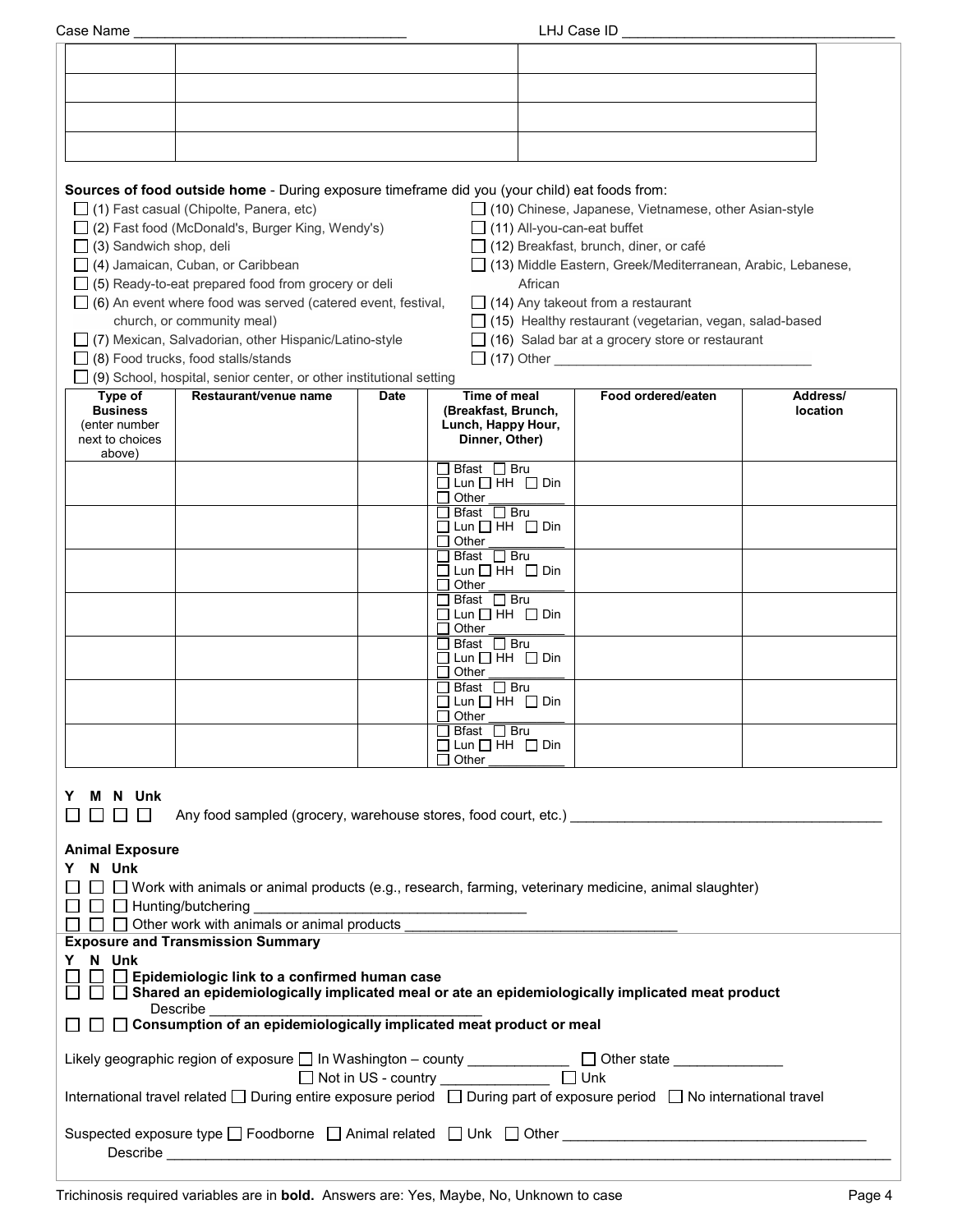Case Name ___________________________________ LHJ Case ID ___________________________________

| | | |
|---|---|---|
| | | |
| | | |
| | | |
| | | |

**Sources of food outside home** - During exposure timeframe did you (your child) eat foods from:

- ☐ (1) Fast casual (Chipolte, Panera, etc)
- ☐ (2) Fast food (McDonald's, Burger King, Wendy's)
- ☐ (3) Sandwich shop, deli
- ☐ (4) Jamaican, Cuban, or Caribbean
- ☐ (5) Ready-to-eat prepared food from grocery or deli
- ☐ (6) An event where food was served (catered event, festival, church, or community meal)
- ☐ (7) Mexican, Salvadorian, other Hispanic/Latino-style
- ☐ (8) Food trucks, food stalls/stands
- ☐ (9) School, hospital, senior center, or other institutional setting
- ☐ (10) Chinese, Japanese, Vietnamese, other Asian-style
- ☐ (11) All-you-can-eat buffet
- ☐ (12) Breakfast, brunch, diner, or café
- ☐ (13) Middle Eastern, Greek/Mediterranean, Arabic, Lebanese, African
- ☐ (14) Any takeout from a restaurant
- ☐ (15) Healthy restaurant (vegetarian, vegan, salad-based
- ☐ (16) Salad bar at a grocery store or restaurant
- ☐ (17) Other ___________________________________

| Type of Business (enter number next to choices above) | Restaurant/venue name | Date | Time of meal (Breakfast, Brunch, Lunch, Happy Hour, Dinner, Other) | Food ordered/eaten | Address/ location |
|---|---|---|---|---|---|
| | | | ☐ Bfast ☐ Bru ☐ Lun ☐ HH ☐ Din ☐ Other ___________ | | |
| | | | ☐ Bfast ☐ Bru ☐ Lun ☐ HH ☐ Din ☐ Other ___________ | | |
| | | | ☐ Bfast ☐ Bru ☐ Lun ☐ HH ☐ Din ☐ Other ___________ | | |
| | | | ☐ Bfast ☐ Bru ☐ Lun ☐ HH ☐ Din ☐ Other ___________ | | |
| | | | ☐ Bfast ☐ Bru ☐ Lun ☐ HH ☐ Din ☐ Other ___________ | | |
| | | | ☐ Bfast ☐ Bru ☐ Lun ☐ HH ☐ Din ☐ Other ___________ | | |
| | | | ☐ Bfast ☐ Bru ☐ Lun ☐ HH ☐ Din ☐ Other ___________ | | |

Y M N Unk

☐ ☐ ☐ ☐ Any food sampled (grocery, warehouse stores, food court, etc.) ___________________________________

**Animal Exposure**

Y N Unk

☐ ☐ ☐ Work with animals or animal products (e.g., research, farming, veterinary medicine, animal slaughter)

☐ ☐ ☐ Hunting/butchering ___________________________________

☐ ☐ ☐ Other work with animals or animal products ___________________________________

**Exposure and Transmission Summary**

Y N Unk

☐ ☐ ☐ **Epidemiologic link to a confirmed human case**

☐ ☐ ☐ **Shared an epidemiologically implicated meal or ate an epidemiologically implicated meat product**

Describe ___________________________________

☐ ☐ ☐ **Consumption of an epidemiologically implicated meat product or meal**

Likely geographic region of exposure ☐ In Washington – county _____________ ☐ Other state ______________ ☐ Not in US - country ______________ ☐ Unk

International travel related ☐ During entire exposure period ☐ During part of exposure period ☐ No international travel

Suspected exposure type ☐ Foodborne ☐ Animal related ☐ Unk ☐ Other ___________________________________

Describe ___________________________________

Trichinosis required variables are in **bold**. Answers are: Yes, Maybe, No, Unknown to case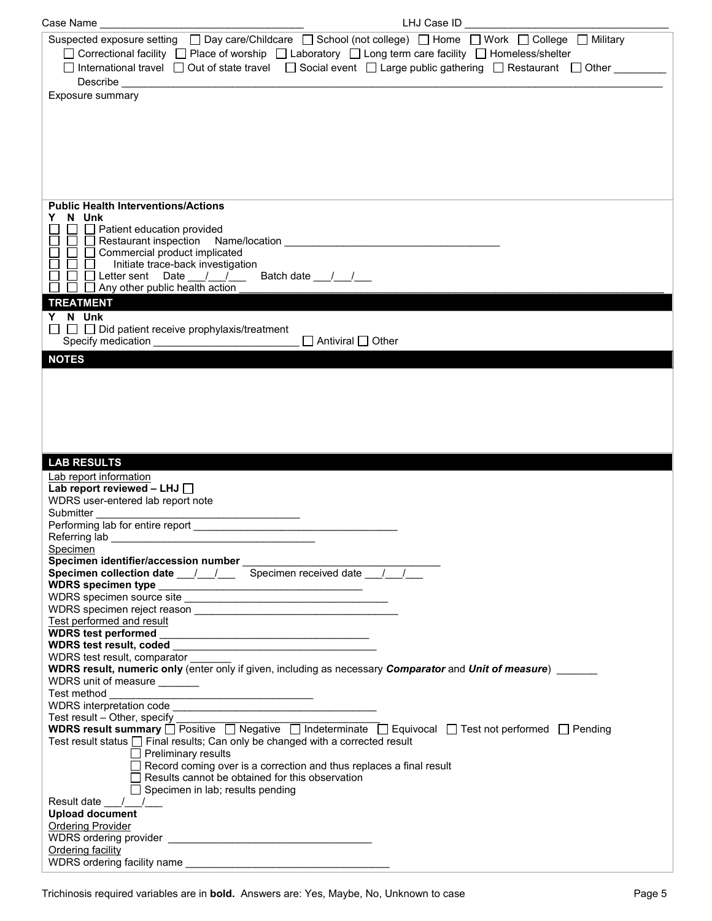Case Name ______________________________ LHJ Case ID ______________________________

Suspected exposure setting ☐ Day care/Childcare ☐ School (not college) ☐ Home ☐ Work ☐ College ☐ Military
☐ Correctional facility ☐ Place of worship ☐ Laboratory ☐ Long term care facility ☐ Homeless/shelter
☐ International travel ☐ Out of state travel ☐ Social event ☐ Large public gathering ☐ Restaurant ☐ Other ________
Describe ______________________________

Exposure summary

**Public Health Interventions/Actions**

**Y N Unk**
☐ ☐ ☐ Patient education provided
☐ ☐ ☐ Restaurant inspection Name/location ______________________________
☐ ☐ ☐ Commercial product implicated
☐ ☐ ☐ Initiate trace-back investigation
☐ ☐ ☐ Letter sent Date ___/___/___ Batch date ___/___/___
☐ ☐ ☐ Any other public health action ______________________________

## TREATMENT

**Y N Unk**
☐ ☐ ☐ Did patient receive prophylaxis/treatment
Specify medication ______________________ ☐ Antiviral ☐ Other

## NOTES

## LAB RESULTS

Lab report information
**Lab report reviewed – LHJ** ☐
WDRS user-entered lab report note
Submitter ______________________________
Performing lab for entire report ______________________________
Referring lab ______________________________
Specimen
**Specimen identifier/accession number** ______________________________
**Specimen collection date** ___/___/___ Specimen received date ___/___/___
**WDRS specimen type** ______________________________
WDRS specimen source site ______________________________
WDRS specimen reject reason ______________________________
Test performed and result
**WDRS test performed** ______________________________
**WDRS test result, coded** ______________________________
WDRS test result, comparator _______
**WDRS result, numeric only** (enter only if given, including as necessary ***Comparator*** and ***Unit of measure***) _______
WDRS unit of measure _______
Test method ______________________________
WDRS interpretation code ______________________________
Test result – Other, specify ______________________________
**WDRS result summary** ☐ Positive ☐ Negative ☐ Indeterminate ☐ Equivocal ☐ Test not performed ☐ Pending
Test result status ☐ Final results; Can only be changed with a corrected result
☐ Preliminary results
☐ Record coming over is a correction and thus replaces a final result
☐ Results cannot be obtained for this observation
☐ Specimen in lab; results pending
Result date ___/___/___
**Upload document**
Ordering Provider
WDRS ordering provider ______________________________
Ordering facility
WDRS ordering facility name ______________________________

Trichinosis required variables are in **bold**. Answers are: Yes, Maybe, No, Unknown to case